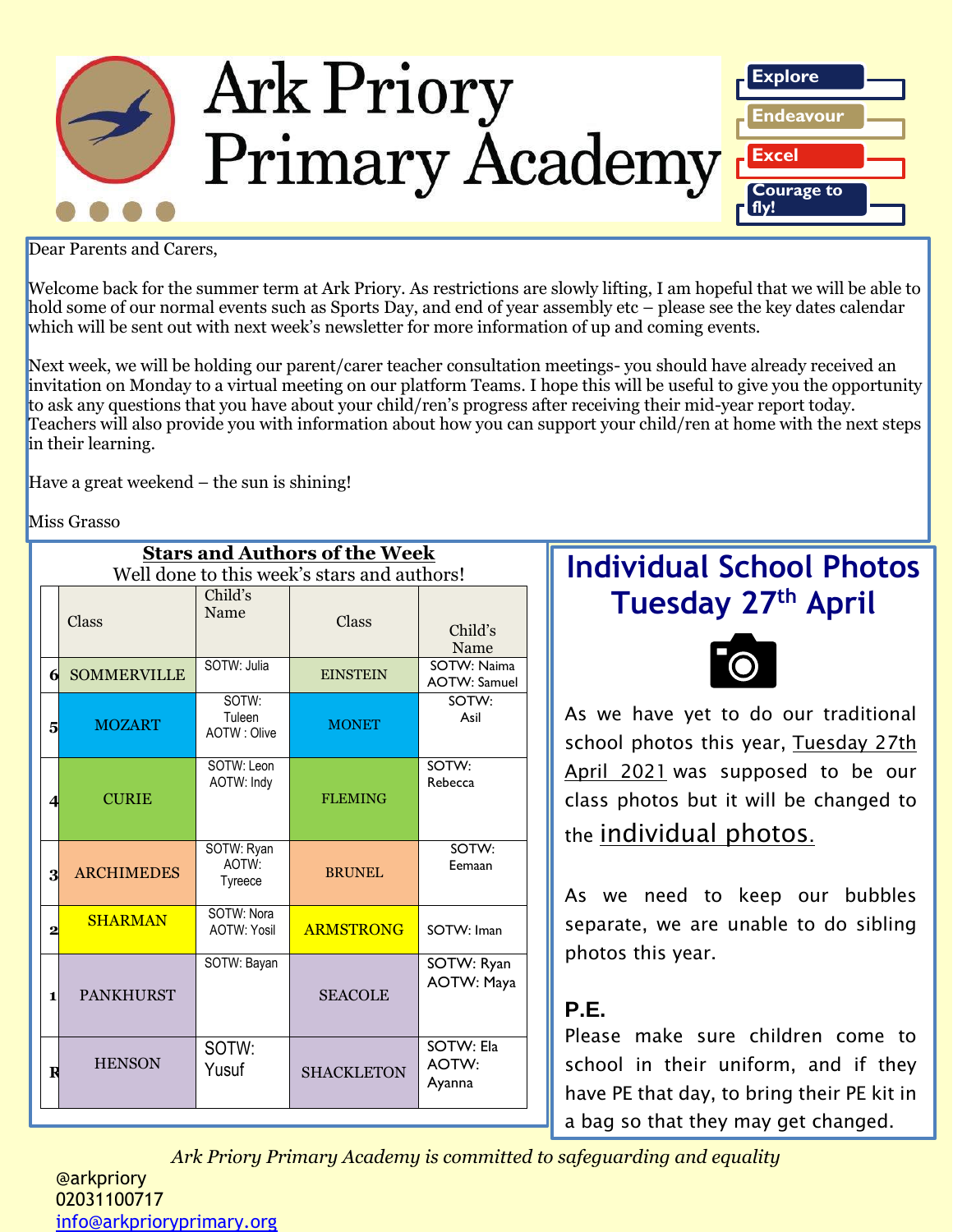# Ark Priory Primary Academy

Explore
Endeavour
Excel
Courage to fly!

Dear Parents and Carers,

Welcome back for the summer term at Ark Priory. As restrictions are slowly lifting, I am hopeful that we will be able to hold some of our normal events such as Sports Day, and end of year assembly etc – please see the key dates calendar which will be sent out with next week's newsletter for more information of up and coming events.

Next week, we will be holding our parent/carer teacher consultation meetings- you should have already received an invitation on Monday to a virtual meeting on our platform Teams. I hope this will be useful to give you the opportunity to ask any questions that you have about your child/ren's progress after receiving their mid-year report today. Teachers will also provide you with information about how you can support your child/ren at home with the next steps in their learning.

Have a great weekend – the sun is shining!

Miss Grasso

## Stars and Authors of the Week

Well done to this week's stars and authors!

| | Class | Child's Name | Class | Child's Name |
|---|---|---|---|---|
| 6 | SOMMERVILLE | SOTW: Julia | EINSTEIN | SOTW: Naima AOTW: Samuel |
| 5 | MOZART | SOTW: Tuleen AOTW : Olive | MONET | SOTW: Asil |
| 4 | CURIE | SOTW: Leon AOTW: Indy | FLEMING | SOTW: Rebecca |
| 3 | ARCHIMEDES | SOTW: Ryan AOTW: Tyreece | BRUNEL | SOTW: Eemaan |
| 2 | SHARMAN | SOTW: Nora AOTW: Yosil | ARMSTRONG | SOTW: Iman |
| 1 | PANKHURST | SOTW: Bayan | SEACOLE | SOTW: Ryan AOTW: Maya |
| R | HENSON | SOTW: Yusuf | SHACKLETON | SOTW: Ela AOTW: Ayanna |

## Individual School Photos Tuesday 27th April

As we have yet to do our traditional school photos this year, Tuesday 27th April 2021 was supposed to be our class photos but it will be changed to the individual photos.

As we need to keep our bubbles separate, we are unable to do sibling photos this year.

### P.E.

Please make sure children come to school in their uniform, and if they have PE that day, to bring their PE kit in a bag so that they may get changed.

*Ark Priory Primary Academy is committed to safeguarding and equality*

@arkpriory
02031100717
info@arkprioryprimary.org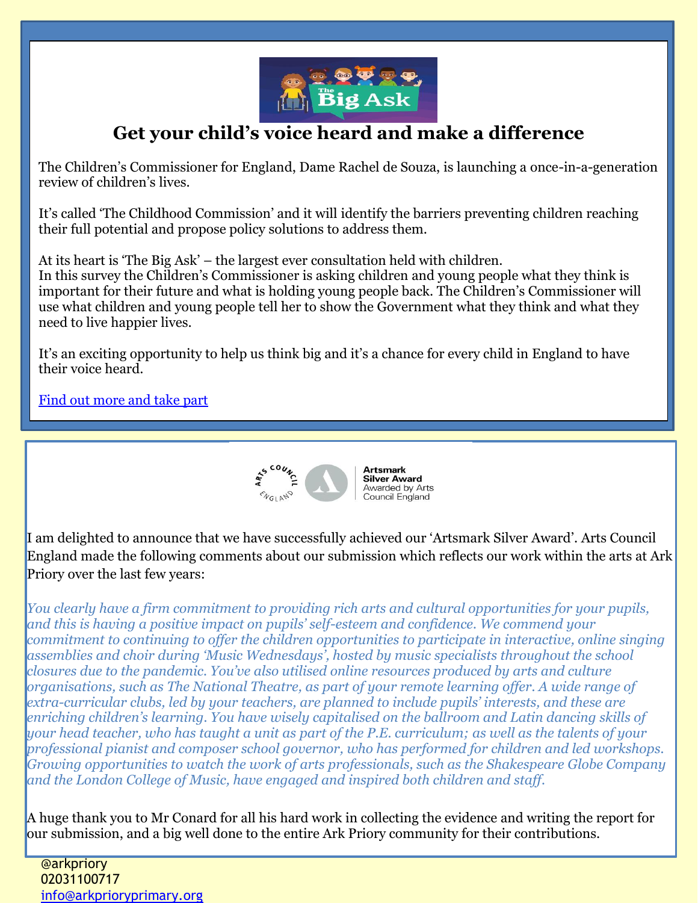## Get your child's voice heard and make a difference

The Children's Commissioner for England, Dame Rachel de Souza, is launching a once-in-a-generation review of children's lives.

It's called 'The Childhood Commission' and it will identify the barriers preventing children reaching their full potential and propose policy solutions to address them.

At its heart is 'The Big Ask' – the largest ever consultation held with children.
In this survey the Children's Commissioner is asking children and young people what they think is important for their future and what is holding young people back. The Children's Commissioner will use what children and young people tell her to show the Government what they think and what they need to live happier lives.

It's an exciting opportunity to help us think big and it's a chance for every child in England to have their voice heard.

Find out more and take part

Artsmark Silver Award
Awarded by Arts Council England

I am delighted to announce that we have successfully achieved our 'Artsmark Silver Award'. Arts Council England made the following comments about our submission which reflects our work within the arts at Ark Priory over the last few years:

*You clearly have a firm commitment to providing rich arts and cultural opportunities for your pupils, and this is having a positive impact on pupils' self-esteem and confidence. We commend your commitment to continuing to offer the children opportunities to participate in interactive, online singing assemblies and choir during 'Music Wednesdays', hosted by music specialists throughout the school closures due to the pandemic. You've also utilised online resources produced by arts and culture organisations, such as The National Theatre, as part of your remote learning offer. A wide range of extra-curricular clubs, led by your teachers, are planned to include pupils' interests, and these are enriching children's learning. You have wisely capitalised on the ballroom and Latin dancing skills of your head teacher, who has taught a unit as part of the P.E. curriculum; as well as the talents of your professional pianist and composer school governor, who has performed for children and led workshops. Growing opportunities to watch the work of arts professionals, such as the Shakespeare Globe Company and the London College of Music, have engaged and inspired both children and staff.*

A huge thank you to Mr Conard for all his hard work in collecting the evidence and writing the report for our submission, and a big well done to the entire Ark Priory community for their contributions.

@arkpriory
02031100717
info@arkprioryprimary.org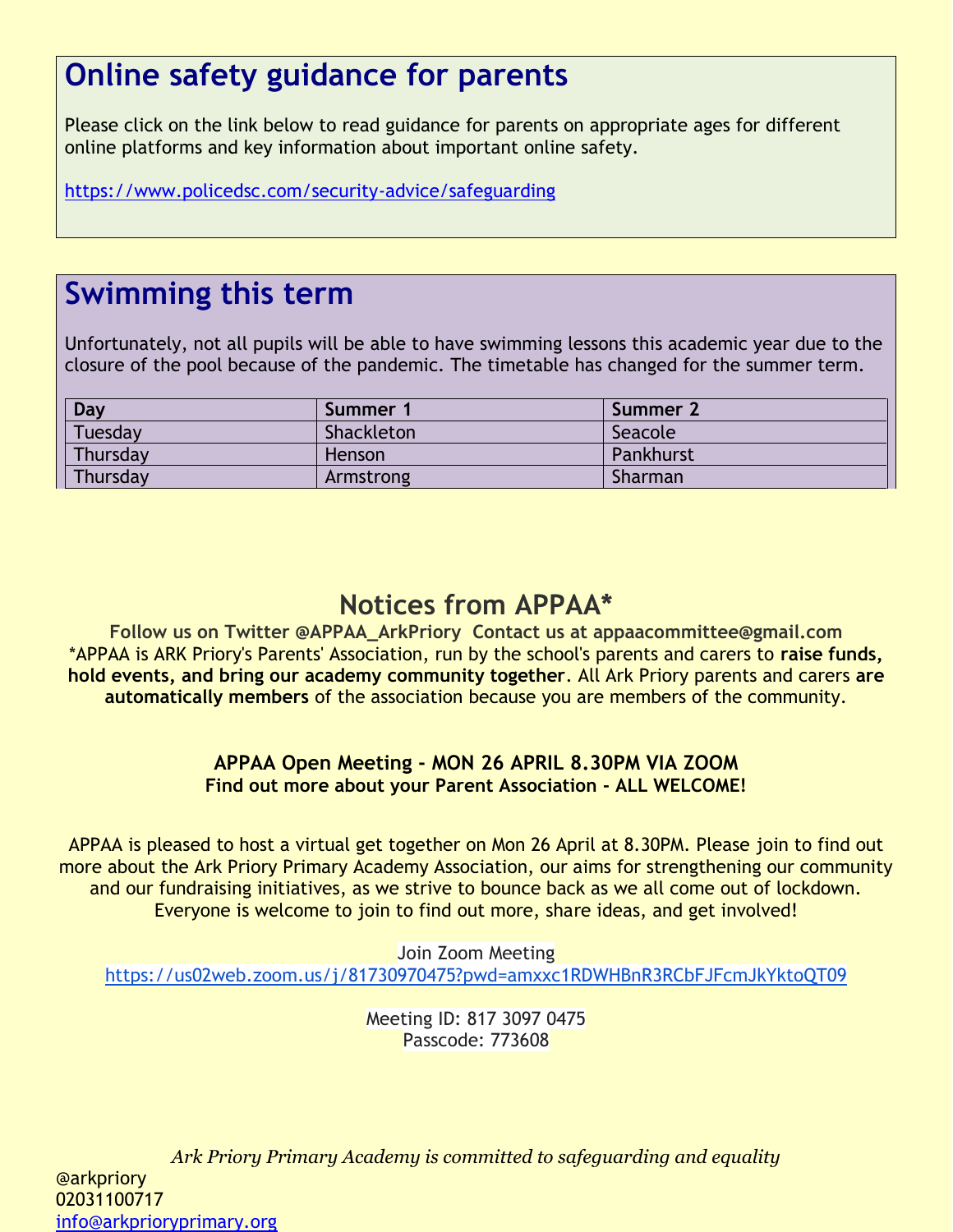## Online safety guidance for parents

Please click on the link below to read guidance for parents on appropriate ages for different online platforms and key information about important online safety.

https://www.policedsc.com/security-advice/safeguarding

## Swimming this term

Unfortunately, not all pupils will be able to have swimming lessons this academic year due to the closure of the pool because of the pandemic. The timetable has changed for the summer term.

| Day | Summer 1 | Summer 2 |
|---|---|---|
| Tuesday | Shackleton | Seacole |
| Thursday | Henson | Pankhurst |
| Thursday | Armstrong | Sharman |

## Notices from APPAA*

**Follow us on Twitter @APPAA_ArkPriory Contact us at appaacommittee@gmail.com**

*APPAA is ARK Priory's Parents' Association, run by the school's parents and carers to **raise funds, hold events, and bring our academy community together**. All Ark Priory parents and carers **are automatically members** of the association because you are members of the community.

**APPAA Open Meeting - MON 26 APRIL 8.30PM VIA ZOOM**
**Find out more about your Parent Association - ALL WELCOME!**

APPAA is pleased to host a virtual get together on Mon 26 April at 8.30PM. Please join to find out more about the Ark Priory Primary Academy Association, our aims for strengthening our community and our fundraising initiatives, as we strive to bounce back as we all come out of lockdown. Everyone is welcome to join to find out more, share ideas, and get involved!

Join Zoom Meeting
https://us02web.zoom.us/j/81730970475?pwd=amxxc1RDWHBnR3RCbFJFcmJkYktoQT09

Meeting ID: 817 3097 0475
Passcode: 773608

*Ark Priory Primary Academy is committed to safeguarding and equality*

@arkpriory
02031100717
info@arkprioryprimary.org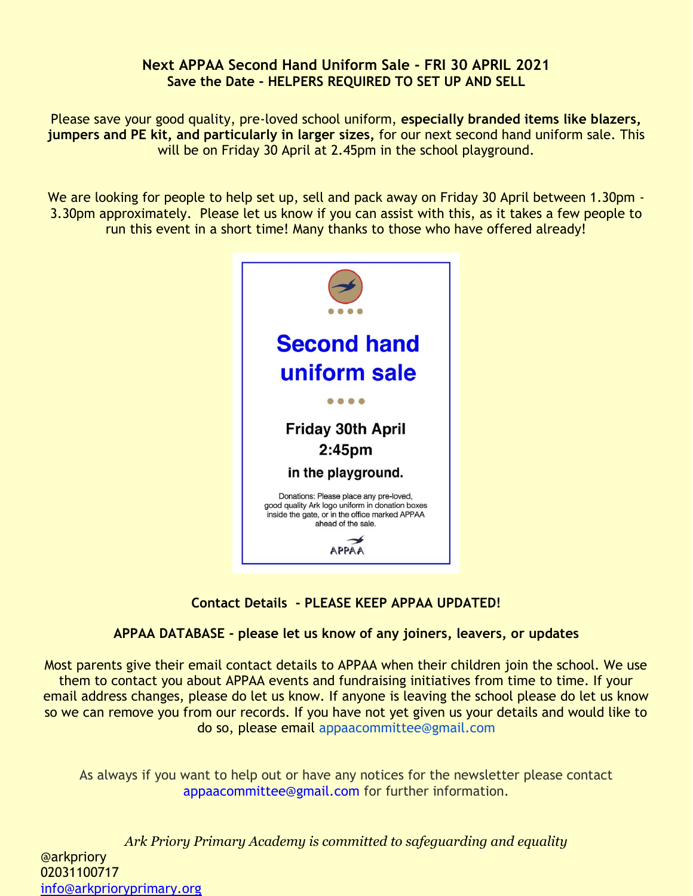**Next APPAA Second Hand Uniform Sale - FRI 30 APRIL 2021**
**Save the Date - HELPERS REQUIRED TO SET UP AND SELL**

Please save your good quality, pre-loved school uniform, **especially branded items like blazers, jumpers and PE kit, and particularly in larger sizes,** for our next second hand uniform sale. This will be on Friday 30 April at 2.45pm in the school playground.

We are looking for people to help set up, sell and pack away on Friday 30 April between 1.30pm - 3.30pm approximately. Please let us know if you can assist with this, as it takes a few people to run this event in a short time! Many thanks to those who have offered already!

Second hand uniform sale

Friday 30th April
2:45pm
in the playground.

Donations: Please place any pre-loved, good quality Ark logo uniform in donation boxes inside the gate, or in the office marked APPAA ahead of the sale.

APPAA

**Contact Details - PLEASE KEEP APPAA UPDATED!**

**APPAA DATABASE - please let us know of any joiners, leavers, or updates**

Most parents give their email contact details to APPAA when their children join the school. We use them to contact you about APPAA events and fundraising initiatives from time to time. If your email address changes, please do let us know. If anyone is leaving the school please do let us know so we can remove you from our records. If you have not yet given us your details and would like to do so, please email appaacommittee@gmail.com

As always if you want to help out or have any notices for the newsletter please contact appaacommittee@gmail.com for further information.

*Ark Priory Primary Academy is committed to safeguarding and equality*

@arkpriory
02031100717
info@arkprioryprimary.org